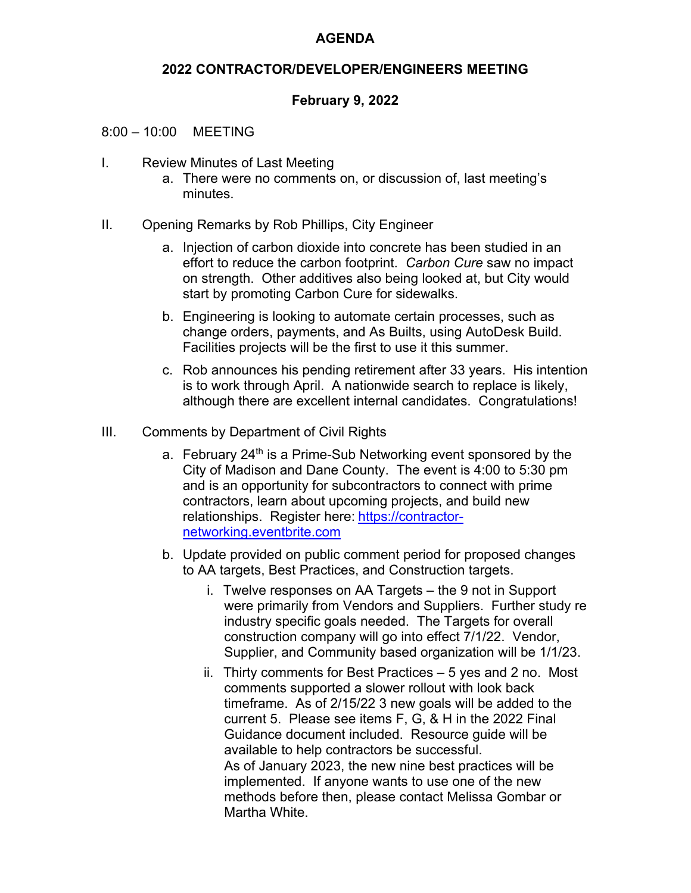# AGENDA

## 2022 CONTRACTOR/DEVELOPER/ENGINEERS MEETING

### February 9, 2022

8:00 – 10:00 MEETING

I. Review Minutes of Last Meeting
   a. There were no comments on, or discussion of, last meeting's minutes.

II. Opening Remarks by Rob Phillips, City Engineer
   a. Injection of carbon dioxide into concrete has been studied in an effort to reduce the carbon footprint. *Carbon Cure* saw no impact on strength. Other additives also being looked at, but City would start by promoting Carbon Cure for sidewalks.
   b. Engineering is looking to automate certain processes, such as change orders, payments, and As Builts, using AutoDesk Build. Facilities projects will be the first to use it this summer.
   c. Rob announces his pending retirement after 33 years. His intention is to work through April. A nationwide search to replace is likely, although there are excellent internal candidates. Congratulations!

III. Comments by Department of Civil Rights
   a. February 24th is a Prime-Sub Networking event sponsored by the City of Madison and Dane County. The event is 4:00 to 5:30 pm and is an opportunity for subcontractors to connect with prime contractors, learn about upcoming projects, and build new relationships. Register here: https://contractor-networking.eventbrite.com
   b. Update provided on public comment period for proposed changes to AA targets, Best Practices, and Construction targets.
      i. Twelve responses on AA Targets – the 9 not in Support were primarily from Vendors and Suppliers. Further study re industry specific goals needed. The Targets for overall construction company will go into effect 7/1/22. Vendor, Supplier, and Community based organization will be 1/1/23.
      ii. Thirty comments for Best Practices – 5 yes and 2 no. Most comments supported a slower rollout with look back timeframe. As of 2/15/22 3 new goals will be added to the current 5. Please see items F, G, & H in the 2022 Final Guidance document included. Resource guide will be available to help contractors be successful.
      As of January 2023, the new nine best practices will be implemented. If anyone wants to use one of the new methods before then, please contact Melissa Gombar or Martha White.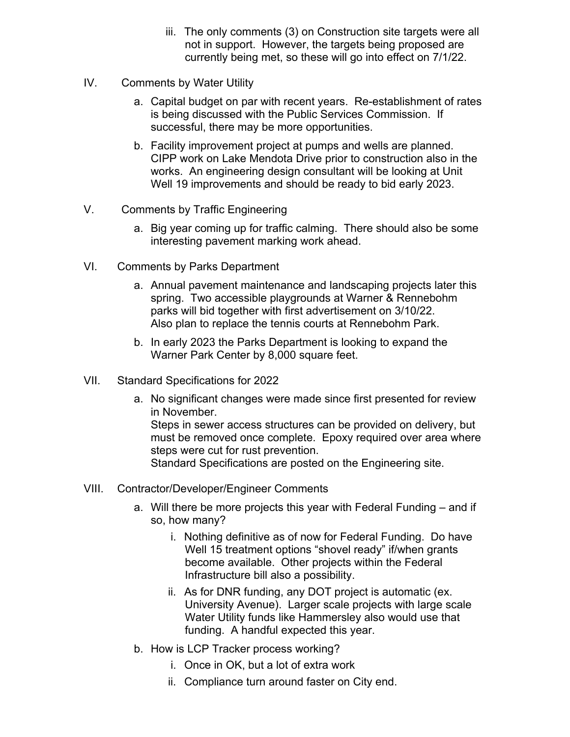iii. The only comments (3) on Construction site targets were all not in support. However, the targets being proposed are currently being met, so these will go into effect on 7/1/22.

IV. Comments by Water Utility

   a. Capital budget on par with recent years. Re-establishment of rates is being discussed with the Public Services Commission. If successful, there may be more opportunities.

   b. Facility improvement project at pumps and wells are planned. CIPP work on Lake Mendota Drive prior to construction also in the works. An engineering design consultant will be looking at Unit Well 19 improvements and should be ready to bid early 2023.

V. Comments by Traffic Engineering

   a. Big year coming up for traffic calming. There should also be some interesting pavement marking work ahead.

VI. Comments by Parks Department

   a. Annual pavement maintenance and landscaping projects later this spring. Two accessible playgrounds at Warner & Rennebohm parks will bid together with first advertisement on 3/10/22. Also plan to replace the tennis courts at Rennebohm Park.

   b. In early 2023 the Parks Department is looking to expand the Warner Park Center by 8,000 square feet.

VII. Standard Specifications for 2022

   a. No significant changes were made since first presented for review in November.
   Steps in sewer access structures can be provided on delivery, but must be removed once complete. Epoxy required over area where steps were cut for rust prevention.
   Standard Specifications are posted on the Engineering site.

VIII. Contractor/Developer/Engineer Comments

   a. Will there be more projects this year with Federal Funding – and if so, how many?

      i. Nothing definitive as of now for Federal Funding. Do have Well 15 treatment options "shovel ready" if/when grants become available. Other projects within the Federal Infrastructure bill also a possibility.

      ii. As for DNR funding, any DOT project is automatic (ex. University Avenue). Larger scale projects with large scale Water Utility funds like Hammersley also would use that funding. A handful expected this year.

   b. How is LCP Tracker process working?

      i. Once in OK, but a lot of extra work

      ii. Compliance turn around faster on City end.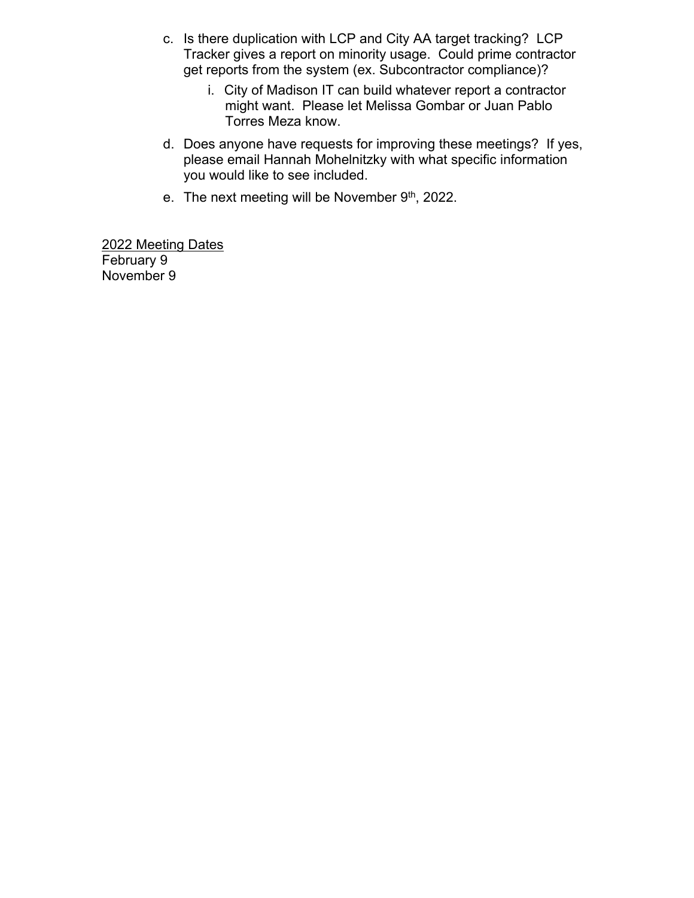c. Is there duplication with LCP and City AA target tracking? LCP Tracker gives a report on minority usage. Could prime contractor get reports from the system (ex. Subcontractor compliance)?

   i. City of Madison IT can build whatever report a contractor might want. Please let Melissa Gombar or Juan Pablo Torres Meza know.

d. Does anyone have requests for improving these meetings? If yes, please email Hannah Mohelnitzky with what specific information you would like to see included.

e. The next meeting will be November 9th, 2022.

<u>2022 Meeting Dates</u>
February 9
November 9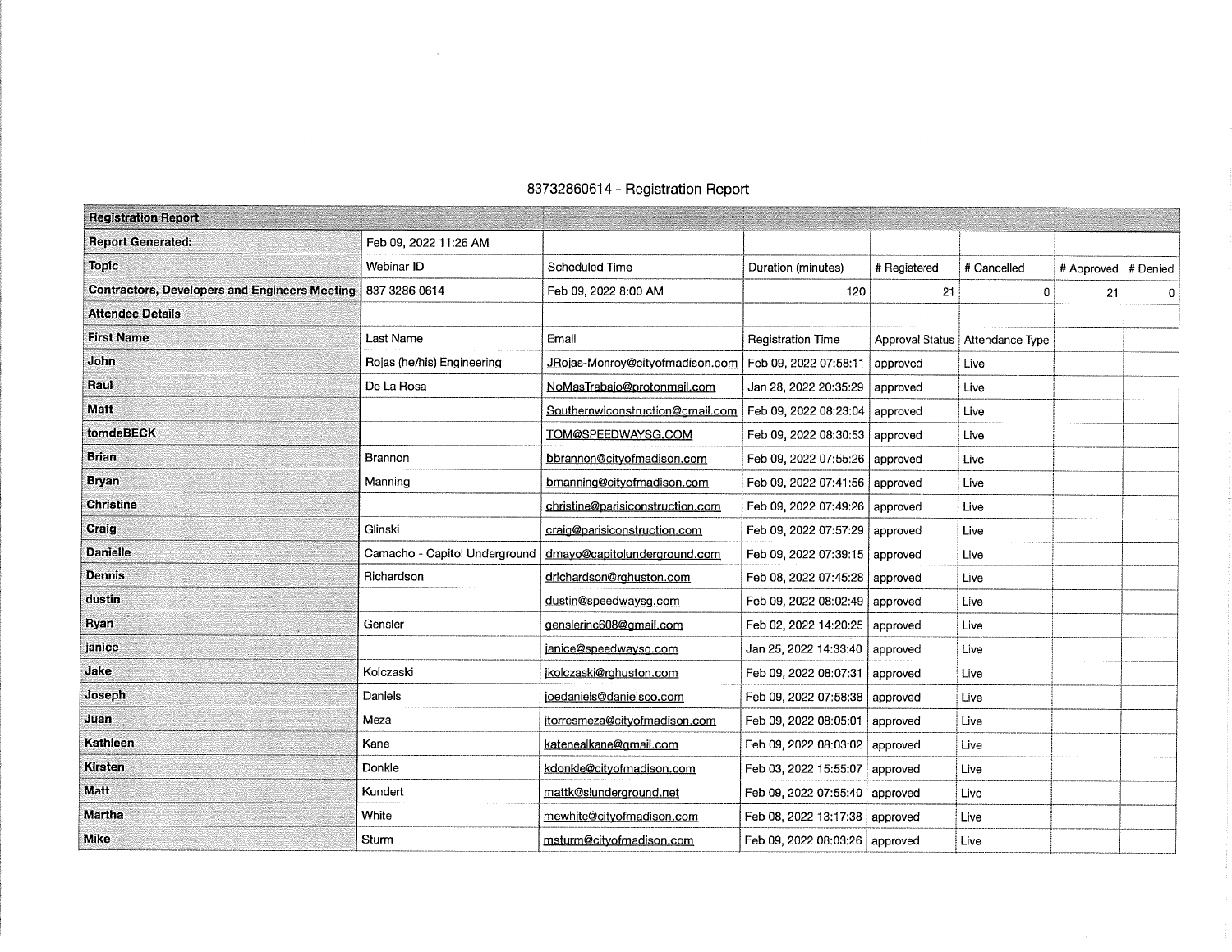# 83732860614 - Registration Report

| Registration Report | | | | | | | |
|---|---|---|---|---|---|---|---|
| **Report Generated:** | Feb 09, 2022 11:26 AM | | | | | | |
| **Topic** | Webinar ID | Scheduled Time | Duration (minutes) | # Registered | # Cancelled | # Approved | # Denied |
| **Contractors, Developers and Engineers Meeting** | 837 3286 0614 | Feb 09, 2022 8:00 AM | 120 | 21 | 0 | 21 | 0 |
| **Attendee Details** | | | | | | | |
| **First Name** | Last Name | Email | Registration Time | Approval Status | Attendance Type | | |
| **John** | Rojas (he/his) Engineering | JRojas-Monroy@cityofmadison.com | Feb 09, 2022 07:58:11 | approved | Live | | |
| **Raul** | De La Rosa | NoMasTrabajo@protonmail.com | Jan 28, 2022 20:35:29 | approved | Live | | |
| **Matt** | | Southernwiconstruction@gmail.com | Feb 09, 2022 08:23:04 | approved | Live | | |
| **tomdeBECK** | | TOM@SPEEDWAYSG.COM | Feb 09, 2022 08:30:53 | approved | Live | | |
| **Brian** | Brannon | bbrannon@cityofmadison.com | Feb 09, 2022 07:55:26 | approved | Live | | |
| **Bryan** | Manning | bmanning@cityofmadison.com | Feb 09, 2022 07:41:56 | approved | Live | | |
| **Christine** | | christine@parisiconstruction.com | Feb 09, 2022 07:49:26 | approved | Live | | |
| **Craig** | Glinski | craig@parisiconstruction.com | Feb 09, 2022 07:57:29 | approved | Live | | |
| **Danielle** | Camacho - Capitol Underground | dmayo@capitolunderground.com | Feb 09, 2022 07:39:15 | approved | Live | | |
| **Dennis** | Richardson | drichardson@rghuston.com | Feb 08, 2022 07:45:28 | approved | Live | | |
| **dustin** | | dustin@speedwaysg.com | Feb 09, 2022 08:02:49 | approved | Live | | |
| **Ryan** | Gensler | genslerinc608@gmail.com | Feb 02, 2022 14:20:25 | approved | Live | | |
| **janice** | | janice@speedwaysg.com | Jan 25, 2022 14:33:40 | approved | Live | | |
| **Jake** | Kolczaski | jkolczaski@rghuston.com | Feb 09, 2022 08:07:31 | approved | Live | | |
| **Joseph** | Daniels | joedaniels@danielsco.com | Feb 09, 2022 07:58:38 | approved | Live | | |
| **Juan** | Meza | jtorresmeza@cityofmadison.com | Feb 09, 2022 08:05:01 | approved | Live | | |
| **Kathleen** | Kane | katenealkane@gmail.com | Feb 09, 2022 08:03:02 | approved | Live | | |
| **Kirsten** | Donkle | kdonkle@cityofmadison.com | Feb 03, 2022 15:55:07 | approved | Live | | |
| **Matt** | Kundert | mattk@slunderground.net | Feb 09, 2022 07:55:40 | approved | Live | | |
| **Martha** | White | mewhite@cityofmadison.com | Feb 08, 2022 13:17:38 | approved | Live | | |
| **Mike** | Sturm | msturm@cityofmadison.com | Feb 09, 2022 08:03:26 | approved | Live | | |